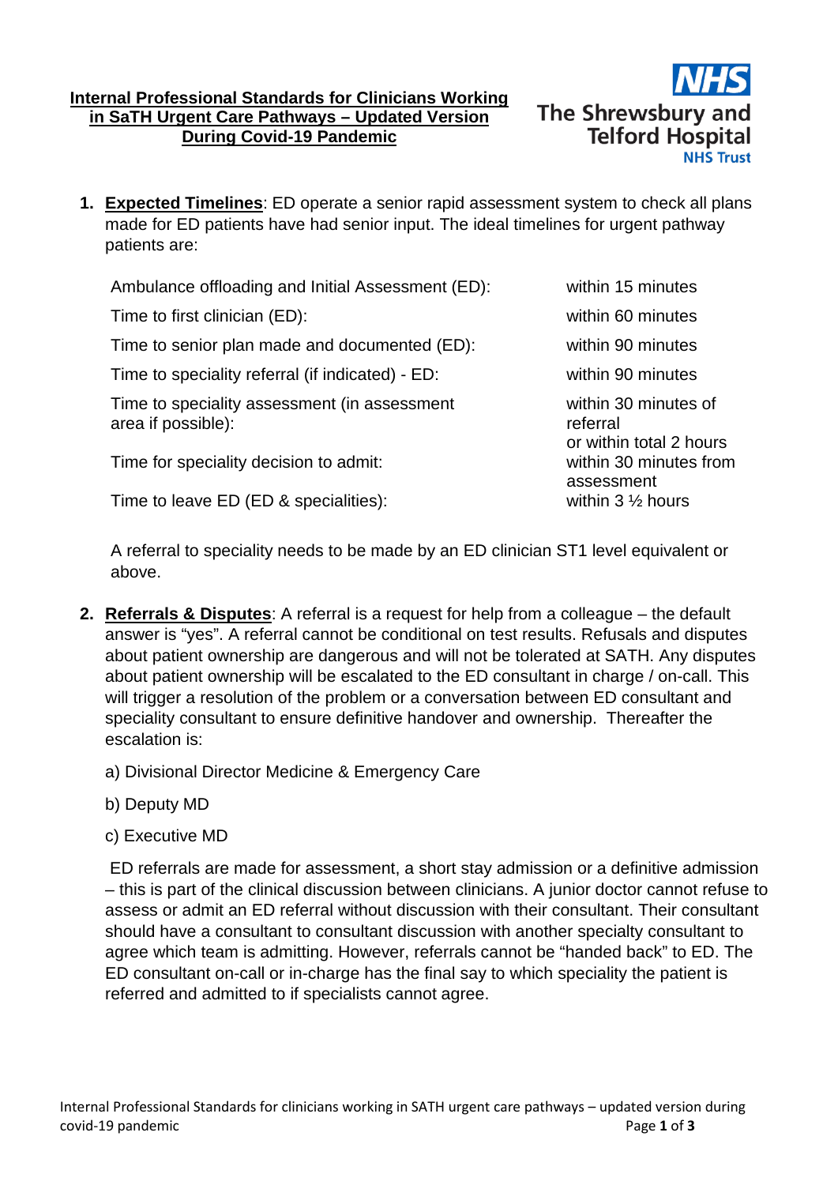# Internal Professional Standards for Clinicians Working in SaTH Urgent Care Pathways – Updated Version During Covid-19 Pandemic

The Shrewsbury and Telford Hospital NHS Trust

1. **Expected Timelines**: ED operate a senior rapid assessment system to check all plans made for ED patients have had senior input. The ideal timelines for urgent pathway patients are:

| | |
|---|---|
| Ambulance offloading and Initial Assessment (ED): | within 15 minutes |
| Time to first clinician (ED): | within 60 minutes |
| Time to senior plan made and documented (ED): | within 90 minutes |
| Time to speciality referral (if indicated) - ED: | within 90 minutes |
| Time to speciality assessment (in assessment area if possible): | within 30 minutes of referral or within total 2 hours |
| Time for speciality decision to admit: | within 30 minutes from assessment |
| Time to leave ED (ED & specialities): | within 3 ½ hours |

A referral to speciality needs to be made by an ED clinician ST1 level equivalent or above.

2. **Referrals & Disputes**: A referral is a request for help from a colleague – the default answer is "yes". A referral cannot be conditional on test results. Refusals and disputes about patient ownership are dangerous and will not be tolerated at SATH. Any disputes about patient ownership will be escalated to the ED consultant in charge / on-call. This will trigger a resolution of the problem or a conversation between ED consultant and speciality consultant to ensure definitive handover and ownership. Thereafter the escalation is:

   a) Divisional Director Medicine & Emergency Care

   b) Deputy MD

   c) Executive MD

   ED referrals are made for assessment, a short stay admission or a definitive admission – this is part of the clinical discussion between clinicians. A junior doctor cannot refuse to assess or admit an ED referral without discussion with their consultant. Their consultant should have a consultant to consultant discussion with another specialty consultant to agree which team is admitting. However, referrals cannot be "handed back" to ED. The ED consultant on-call or in-charge has the final say to which speciality the patient is referred and admitted to if specialists cannot agree.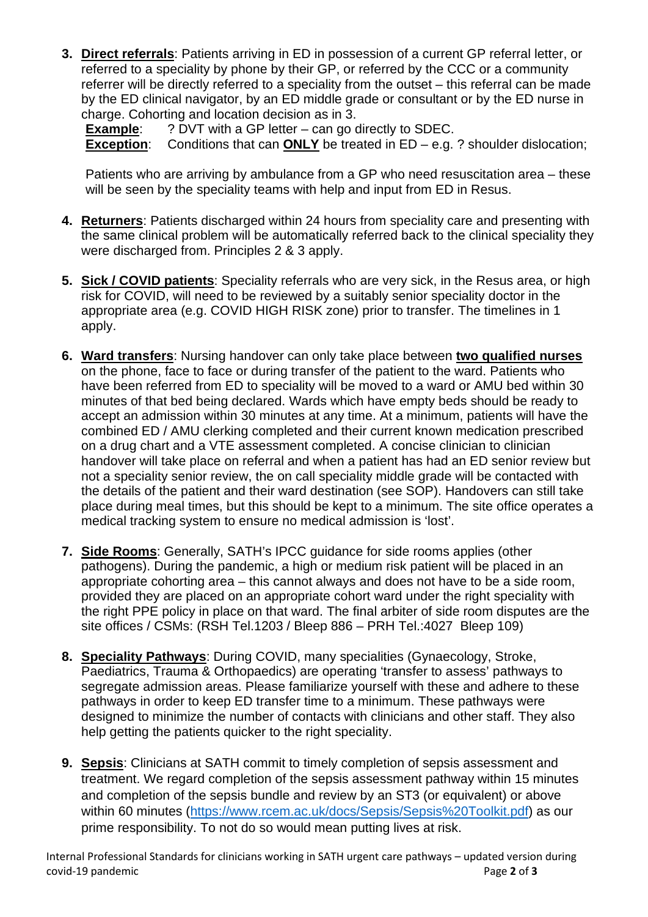3. **Direct referrals**: Patients arriving in ED in possession of a current GP referral letter, or referred to a speciality by phone by their GP, or referred by the CCC or a community referrer will be directly referred to a speciality from the outset – this referral can be made by the ED clinical navigator, by an ED middle grade or consultant or by the ED nurse in charge. Cohorting and location decision as in 3.
   **Example**: ? DVT with a GP letter – can go directly to SDEC.
   **Exception**: Conditions that can **ONLY** be treated in ED – e.g. ? shoulder dislocation;

   Patients who are arriving by ambulance from a GP who need resuscitation area – these will be seen by the speciality teams with help and input from ED in Resus.

4. **Returners**: Patients discharged within 24 hours from speciality care and presenting with the same clinical problem will be automatically referred back to the clinical speciality they were discharged from. Principles 2 & 3 apply.

5. **Sick / COVID patients**: Speciality referrals who are very sick, in the Resus area, or high risk for COVID, will need to be reviewed by a suitably senior speciality doctor in the appropriate area (e.g. COVID HIGH RISK zone) prior to transfer. The timelines in 1 apply.

6. **Ward transfers**: Nursing handover can only take place between **two qualified nurses** on the phone, face to face or during transfer of the patient to the ward. Patients who have been referred from ED to speciality will be moved to a ward or AMU bed within 30 minutes of that bed being declared. Wards which have empty beds should be ready to accept an admission within 30 minutes at any time. At a minimum, patients will have the combined ED / AMU clerking completed and their current known medication prescribed on a drug chart and a VTE assessment completed. A concise clinician to clinician handover will take place on referral and when a patient has had an ED senior review but not a speciality senior review, the on call speciality middle grade will be contacted with the details of the patient and their ward destination (see SOP). Handovers can still take place during meal times, but this should be kept to a minimum. The site office operates a medical tracking system to ensure no medical admission is 'lost'.

7. **Side Rooms**: Generally, SATH's IPCC guidance for side rooms applies (other pathogens). During the pandemic, a high or medium risk patient will be placed in an appropriate cohorting area – this cannot always and does not have to be a side room, provided they are placed on an appropriate cohort ward under the right speciality with the right PPE policy in place on that ward. The final arbiter of side room disputes are the site offices / CSMs: (RSH Tel.1203 / Bleep 886 – PRH Tel.:4027 Bleep 109)

8. **Speciality Pathways**: During COVID, many specialities (Gynaecology, Stroke, Paediatrics, Trauma & Orthopaedics) are operating 'transfer to assess' pathways to segregate admission areas. Please familiarize yourself with these and adhere to these pathways in order to keep ED transfer time to a minimum. These pathways were designed to minimize the number of contacts with clinicians and other staff. They also help getting the patients quicker to the right speciality.

9. **Sepsis**: Clinicians at SATH commit to timely completion of sepsis assessment and treatment. We regard completion of the sepsis assessment pathway within 15 minutes and completion of the sepsis bundle and review by an ST3 (or equivalent) or above within 60 minutes (https://www.rcem.ac.uk/docs/Sepsis/Sepsis%20Toolkit.pdf) as our prime responsibility. To not do so would mean putting lives at risk.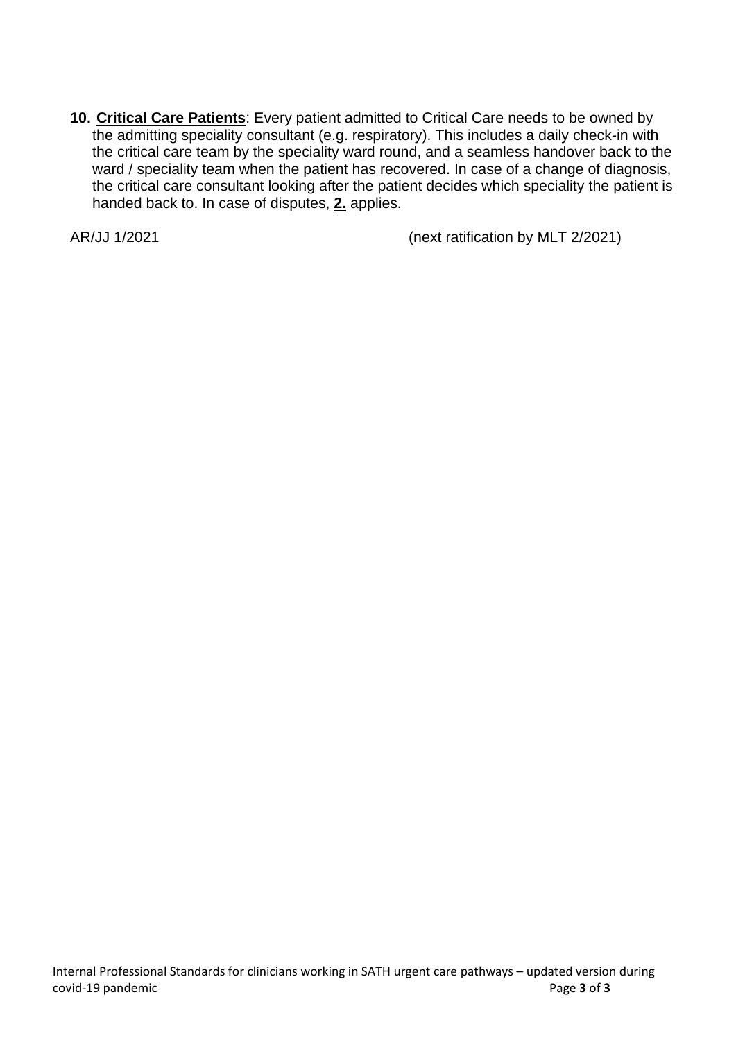10. **<u>Critical Care Patients</u>**: Every patient admitted to Critical Care needs to be owned by the admitting speciality consultant (e.g. respiratory). This includes a daily check-in with the critical care team by the speciality ward round, and a seamless handover back to the ward / speciality team when the patient has recovered. In case of a change of diagnosis, the critical care consultant looking after the patient decides which speciality the patient is handed back to. In case of disputes, **<u>2.</u>** applies.

AR/JJ 1/2021 (next ratification by MLT 2/2021)